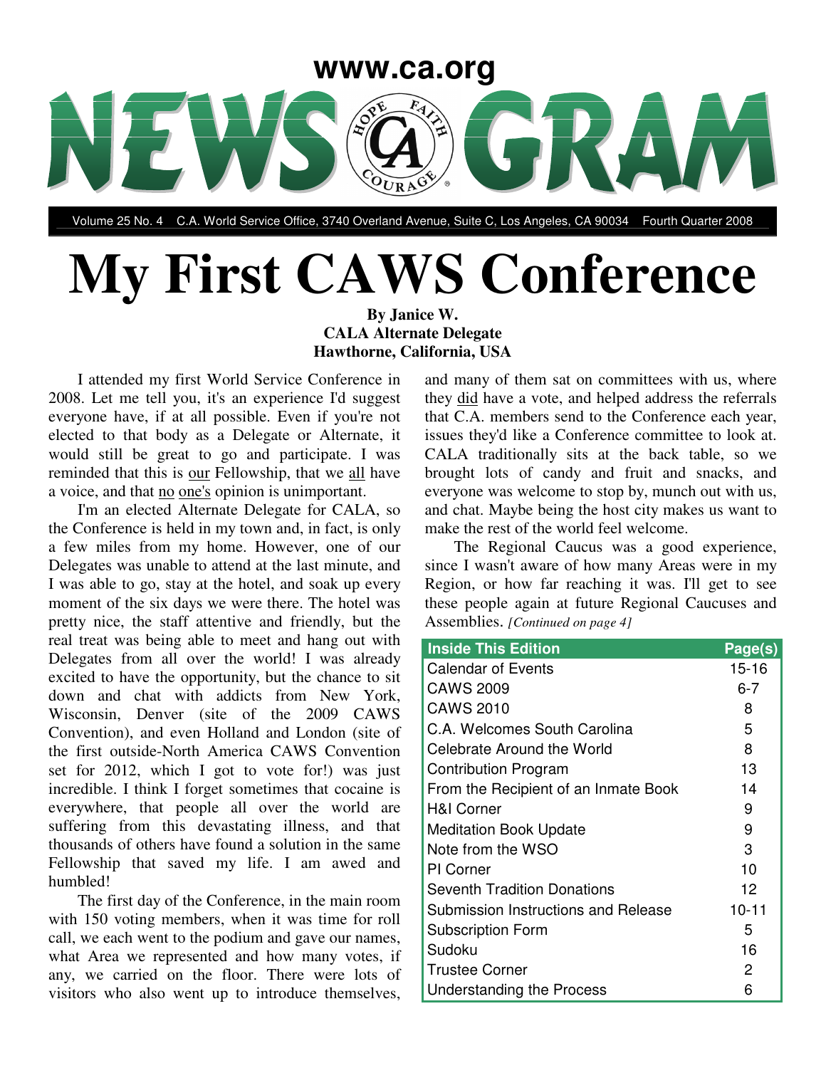www.ca.org

# NEWS GRAM

Volume 25 No. 4 C.A. World Service Office, 3740 Overland Avenue, Suite C, Los Angeles, CA 90034 Fourth Quarter 2008

# My First CAWS Conference

**By Janice W.**
**CALA Alternate Delegate**
**Hawthorne, California, USA**

I attended my first World Service Conference in 2008. Let me tell you, it's an experience I'd suggest everyone have, if at all possible. Even if you're not elected to that body as a Delegate or Alternate, it would still be great to go and participate. I was reminded that this is <u>our</u> Fellowship, that we <u>all</u> have a voice, and that <u>no</u> <u>one's</u> opinion is unimportant.

I'm an elected Alternate Delegate for CALA, so the Conference is held in my town and, in fact, is only a few miles from my home. However, one of our Delegates was unable to attend at the last minute, and I was able to go, stay at the hotel, and soak up every moment of the six days we were there. The hotel was pretty nice, the staff attentive and friendly, but the real treat was being able to meet and hang out with Delegates from all over the world! I was already excited to have the opportunity, but the chance to sit down and chat with addicts from New York, Wisconsin, Denver (site of the 2009 CAWS Convention), and even Holland and London (site of the first outside-North America CAWS Convention set for 2012, which I got to vote for!) was just incredible. I think I forget sometimes that cocaine is everywhere, that people all over the world are suffering from this devastating illness, and that thousands of others have found a solution in the same Fellowship that saved my life. I am awed and humbled!

The first day of the Conference, in the main room with 150 voting members, when it was time for roll call, we each went to the podium and gave our names, what Area we represented and how many votes, if any, we carried on the floor. There were lots of visitors who also went up to introduce themselves, and many of them sat on committees with us, where they <u>did</u> have a vote, and helped address the referrals that C.A. members send to the Conference each year, issues they'd like a Conference committee to look at. CALA traditionally sits at the back table, so we brought lots of candy and fruit and snacks, and everyone was welcome to stop by, munch out with us, and chat. Maybe being the host city makes us want to make the rest of the world feel welcome.

The Regional Caucus was a good experience, since I wasn't aware of how many Areas were in my Region, or how far reaching it was. I'll get to see these people again at future Regional Caucuses and Assemblies. *[Continued on page 4]*

| Inside This Edition | Page(s) |
|---|---|
| Calendar of Events | 15-16 |
| CAWS 2009 | 6-7 |
| CAWS 2010 | 8 |
| C.A. Welcomes South Carolina | 5 |
| Celebrate Around the World | 8 |
| Contribution Program | 13 |
| From the Recipient of an Inmate Book | 14 |
| H&I Corner | 9 |
| Meditation Book Update | 9 |
| Note from the WSO | 3 |
| PI Corner | 10 |
| Seventh Tradition Donations | 12 |
| Submission Instructions and Release | 10-11 |
| Subscription Form | 5 |
| Sudoku | 16 |
| Trustee Corner | 2 |
| Understanding the Process | 6 |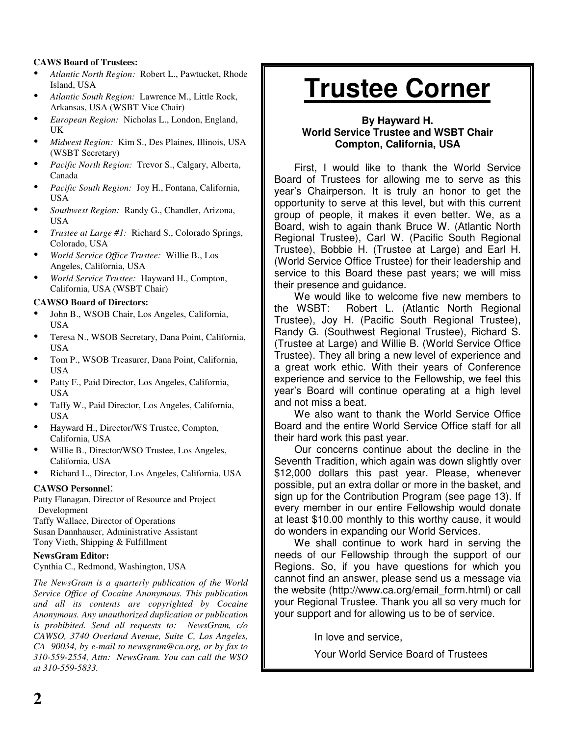**CAWS Board of Trustees:**

- *Atlantic North Region:* Robert L., Pawtucket, Rhode Island, USA
- *Atlantic South Region:* Lawrence M., Little Rock, Arkansas, USA (WSBT Vice Chair)
- *European Region:* Nicholas L., London, England, UK
- *Midwest Region:* Kim S., Des Plaines, Illinois, USA (WSBT Secretary)
- *Pacific North Region:* Trevor S., Calgary, Alberta, Canada
- *Pacific South Region:* Joy H., Fontana, California, USA
- *Southwest Region:* Randy G., Chandler, Arizona, USA
- *Trustee at Large #1:* Richard S., Colorado Springs, Colorado, USA
- *World Service Office Trustee:* Willie B., Los Angeles, California, USA
- *World Service Trustee:* Hayward H., Compton, California, USA (WSBT Chair)

**CAWSO Board of Directors:**

- John B., WSOB Chair, Los Angeles, California, USA
- Teresa N., WSOB Secretary, Dana Point, California, USA
- Tom P., WSOB Treasurer, Dana Point, California, USA
- Patty F., Paid Director, Los Angeles, California, USA
- Taffy W., Paid Director, Los Angeles, California, USA
- Hayward H., Director/WS Trustee, Compton, California, USA
- Willie B., Director/WSO Trustee, Los Angeles, California, USA
- Richard L., Director, Los Angeles, California, USA

**CAWSO Personnel:**

Patty Flanagan, Director of Resource and Project Development
Taffy Wallace, Director of Operations
Susan Dannhauser, Administrative Assistant
Tony Vieth, Shipping & Fulfillment

**NewsGram Editor:**

Cynthia C., Redmond, Washington, USA

*The NewsGram is a quarterly publication of the World Service Office of Cocaine Anonymous. This publication and all its contents are copyrighted by Cocaine Anonymous. Any unauthorized duplication or publication is prohibited. Send all requests to: NewsGram, c/o CAWSO, 3740 Overland Avenue, Suite C, Los Angeles, CA 90034, by e-mail to newsgram@ca.org, or by fax to 310-559-2554, Attn: NewsGram. You can call the WSO at 310-559-5833.*

# Trustee Corner

**By Hayward H.**
**World Service Trustee and WSBT Chair**
**Compton, California, USA**

First, I would like to thank the World Service Board of Trustees for allowing me to serve as this year's Chairperson. It is truly an honor to get the opportunity to serve at this level, but with this current group of people, it makes it even better. We, as a Board, wish to again thank Bruce W. (Atlantic North Regional Trustee), Carl W. (Pacific South Regional Trustee), Bobbie H. (Trustee at Large) and Earl H. (World Service Office Trustee) for their leadership and service to this Board these past years; we will miss their presence and guidance.

We would like to welcome five new members to the WSBT: Robert L. (Atlantic North Regional Trustee), Joy H. (Pacific South Regional Trustee), Randy G. (Southwest Regional Trustee), Richard S. (Trustee at Large) and Willie B. (World Service Office Trustee). They all bring a new level of experience and a great work ethic. With their years of Conference experience and service to the Fellowship, we feel this year's Board will continue operating at a high level and not miss a beat.

We also want to thank the World Service Office Board and the entire World Service Office staff for all their hard work this past year.

Our concerns continue about the decline in the Seventh Tradition, which again was down slightly over $12,000 dollars this past year. Please, whenever possible, put an extra dollar or more in the basket, and sign up for the Contribution Program (see page 13). If every member in our entire Fellowship would donate at least $10.00 monthly to this worthy cause, it would do wonders in expanding our World Services.

We shall continue to work hard in serving the needs of our Fellowship through the support of our Regions. So, if you have questions for which you cannot find an answer, please send us a message via the website (http://www.ca.org/email_form.html) or call your Regional Trustee. Thank you all so very much for your support and for allowing us to be of service.

In love and service,

Your World Service Board of Trustees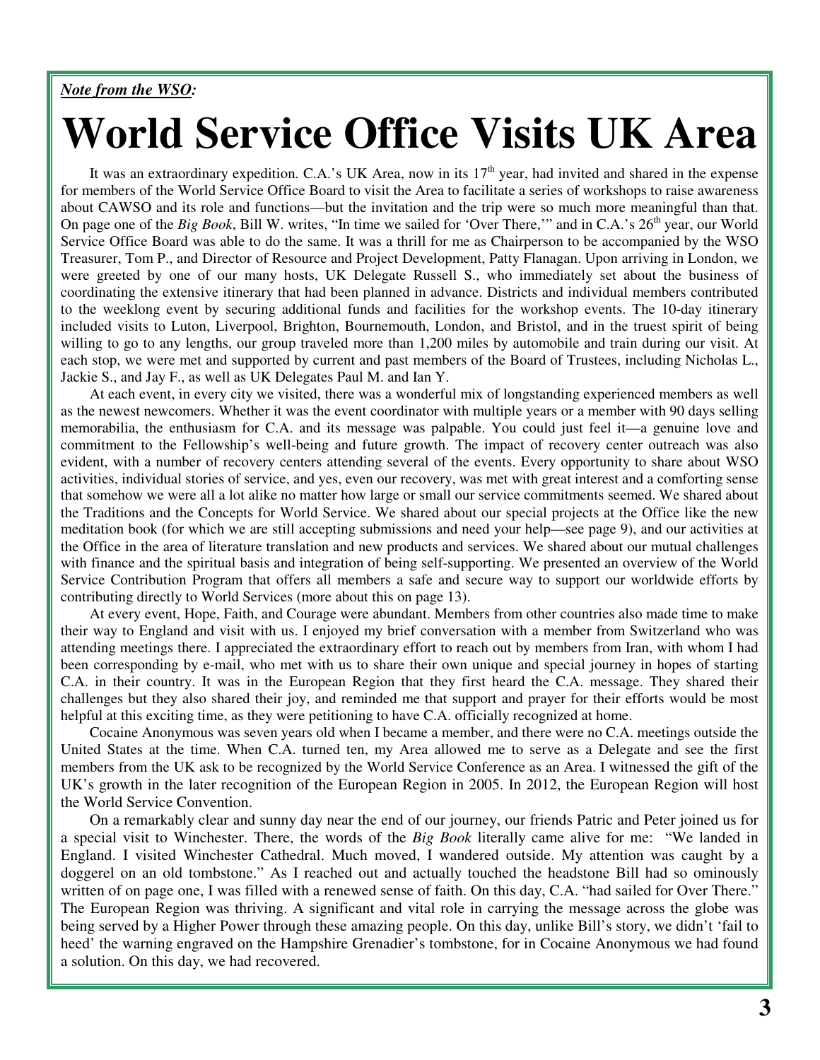*__Note from the WSO__:*

# World Service Office Visits UK Area

It was an extraordinary expedition. C.A.'s UK Area, now in its 17th year, had invited and shared in the expense for members of the World Service Office Board to visit the Area to facilitate a series of workshops to raise awareness about CAWSO and its role and functions—but the invitation and the trip were so much more meaningful than that. On page one of the *Big Book*, Bill W. writes, "In time we sailed for 'Over There,'" and in C.A.'s 26th year, our World Service Office Board was able to do the same. It was a thrill for me as Chairperson to be accompanied by the WSO Treasurer, Tom P., and Director of Resource and Project Development, Patty Flanagan. Upon arriving in London, we were greeted by one of our many hosts, UK Delegate Russell S., who immediately set about the business of coordinating the extensive itinerary that had been planned in advance. Districts and individual members contributed to the weeklong event by securing additional funds and facilities for the workshop events. The 10-day itinerary included visits to Luton, Liverpool, Brighton, Bournemouth, London, and Bristol, and in the truest spirit of being willing to go to any lengths, our group traveled more than 1,200 miles by automobile and train during our visit. At each stop, we were met and supported by current and past members of the Board of Trustees, including Nicholas L., Jackie S., and Jay F., as well as UK Delegates Paul M. and Ian Y.

At each event, in every city we visited, there was a wonderful mix of longstanding experienced members as well as the newest newcomers. Whether it was the event coordinator with multiple years or a member with 90 days selling memorabilia, the enthusiasm for C.A. and its message was palpable. You could just feel it—a genuine love and commitment to the Fellowship's well-being and future growth. The impact of recovery center outreach was also evident, with a number of recovery centers attending several of the events. Every opportunity to share about WSO activities, individual stories of service, and yes, even our recovery, was met with great interest and a comforting sense that somehow we were all a lot alike no matter how large or small our service commitments seemed. We shared about the Traditions and the Concepts for World Service. We shared about our special projects at the Office like the new meditation book (for which we are still accepting submissions and need your help—see page 9), and our activities at the Office in the area of literature translation and new products and services. We shared about our mutual challenges with finance and the spiritual basis and integration of being self-supporting. We presented an overview of the World Service Contribution Program that offers all members a safe and secure way to support our worldwide efforts by contributing directly to World Services (more about this on page 13).

At every event, Hope, Faith, and Courage were abundant. Members from other countries also made time to make their way to England and visit with us. I enjoyed my brief conversation with a member from Switzerland who was attending meetings there. I appreciated the extraordinary effort to reach out by members from Iran, with whom I had been corresponding by e-mail, who met with us to share their own unique and special journey in hopes of starting C.A. in their country. It was in the European Region that they first heard the C.A. message. They shared their challenges but they also shared their joy, and reminded me that support and prayer for their efforts would be most helpful at this exciting time, as they were petitioning to have C.A. officially recognized at home.

Cocaine Anonymous was seven years old when I became a member, and there were no C.A. meetings outside the United States at the time. When C.A. turned ten, my Area allowed me to serve as a Delegate and see the first members from the UK ask to be recognized by the World Service Conference as an Area. I witnessed the gift of the UK's growth in the later recognition of the European Region in 2005. In 2012, the European Region will host the World Service Convention.

On a remarkably clear and sunny day near the end of our journey, our friends Patric and Peter joined us for a special visit to Winchester. There, the words of the *Big Book* literally came alive for me: "We landed in England. I visited Winchester Cathedral. Much moved, I wandered outside. My attention was caught by a doggerel on an old tombstone." As I reached out and actually touched the headstone Bill had so ominously written of on page one, I was filled with a renewed sense of faith. On this day, C.A. "had sailed for Over There." The European Region was thriving. A significant and vital role in carrying the message across the globe was being served by a Higher Power through these amazing people. On this day, unlike Bill's story, we didn't 'fail to heed' the warning engraved on the Hampshire Grenadier's tombstone, for in Cocaine Anonymous we had found a solution. On this day, we had recovered.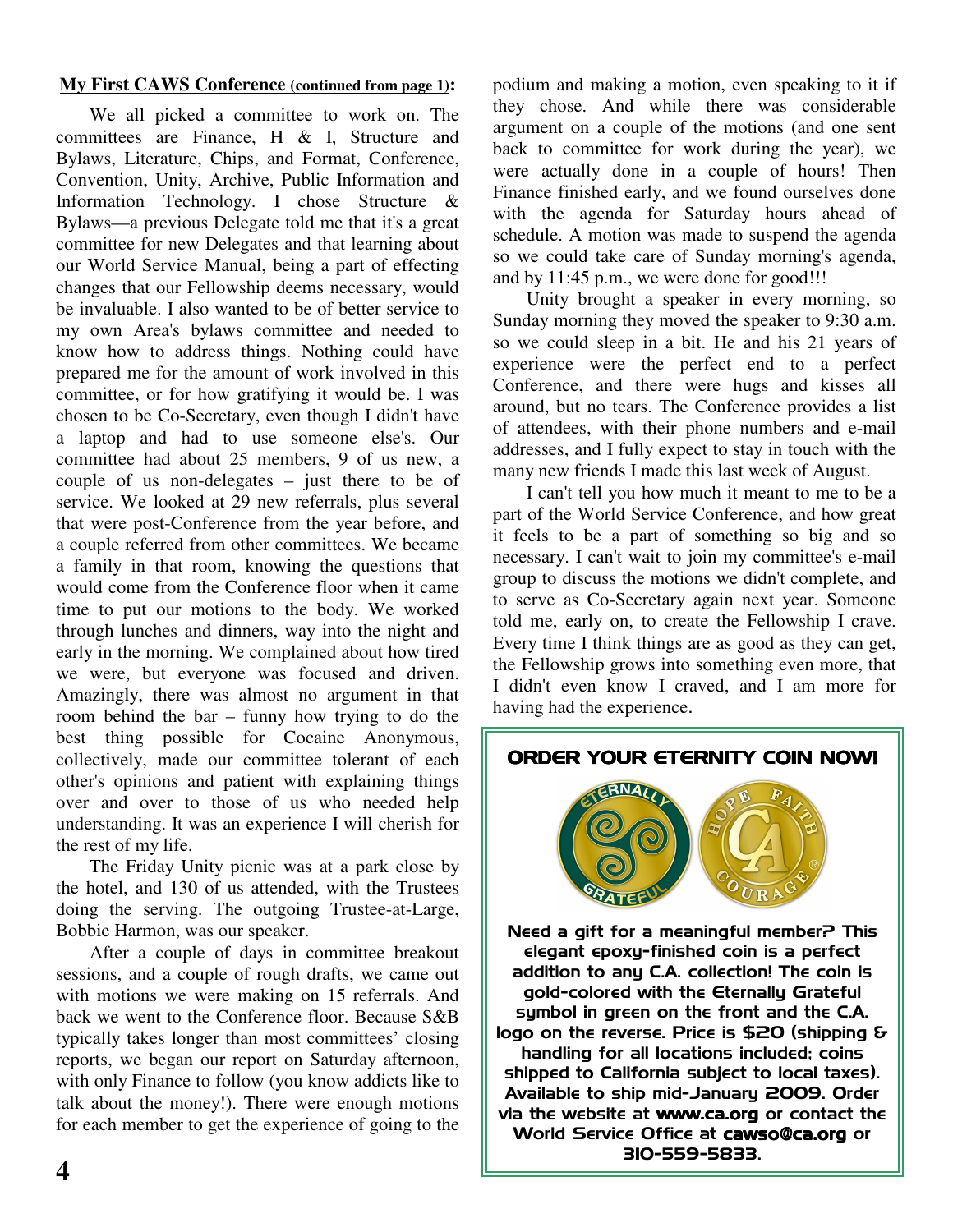## My First CAWS Conference (continued from page 1):

We all picked a committee to work on. The committees are Finance, H & I, Structure and Bylaws, Literature, Chips, and Format, Conference, Convention, Unity, Archive, Public Information and Information Technology. I chose Structure & Bylaws—a previous Delegate told me that it's a great committee for new Delegates and that learning about our World Service Manual, being a part of effecting changes that our Fellowship deems necessary, would be invaluable. I also wanted to be of better service to my own Area's bylaws committee and needed to know how to address things. Nothing could have prepared me for the amount of work involved in this committee, or for how gratifying it would be. I was chosen to be Co-Secretary, even though I didn't have a laptop and had to use someone else's. Our committee had about 25 members, 9 of us new, a couple of us non-delegates – just there to be of service. We looked at 29 new referrals, plus several that were post-Conference from the year before, and a couple referred from other committees. We became a family in that room, knowing the questions that would come from the Conference floor when it came time to put our motions to the body. We worked through lunches and dinners, way into the night and early in the morning. We complained about how tired we were, but everyone was focused and driven. Amazingly, there was almost no argument in that room behind the bar – funny how trying to do the best thing possible for Cocaine Anonymous, collectively, made our committee tolerant of each other's opinions and patient with explaining things over and over to those of us who needed help understanding. It was an experience I will cherish for the rest of my life.

The Friday Unity picnic was at a park close by the hotel, and 130 of us attended, with the Trustees doing the serving. The outgoing Trustee-at-Large, Bobbie Harmon, was our speaker.

After a couple of days in committee breakout sessions, and a couple of rough drafts, we came out with motions we were making on 15 referrals. And back we went to the Conference floor. Because S&B typically takes longer than most committees' closing reports, we began our report on Saturday afternoon, with only Finance to follow (you know addicts like to talk about the money!). There were enough motions for each member to get the experience of going to the podium and making a motion, even speaking to it if they chose. And while there was considerable argument on a couple of the motions (and one sent back to committee for work during the year), we were actually done in a couple of hours! Then Finance finished early, and we found ourselves done with the agenda for Saturday hours ahead of schedule. A motion was made to suspend the agenda so we could take care of Sunday morning's agenda, and by 11:45 p.m., we were done for good!!!

Unity brought a speaker in every morning, so Sunday morning they moved the speaker to 9:30 a.m. so we could sleep in a bit. He and his 21 years of experience were the perfect end to a perfect Conference, and there were hugs and kisses all around, but no tears. The Conference provides a list of attendees, with their phone numbers and e-mail addresses, and I fully expect to stay in touch with the many new friends I made this last week of August.

I can't tell you how much it meant to me to be a part of the World Service Conference, and how great it feels to be a part of something so big and so necessary. I can't wait to join my committee's e-mail group to discuss the motions we didn't complete, and to serve as Co-Secretary again next year. Someone told me, early on, to create the Fellowship I crave. Every time I think things are as good as they can get, the Fellowship grows into something even more, that I didn't even know I craved, and I am more for having had the experience.

---

### ORDER YOUR ETERNITY COIN NOW!

**Need a gift for a meaningful member? This elegant epoxy-finished coin is a perfect addition to any C.A. collection! The coin is gold-colored with the Eternally Grateful symbol in green on the front and the C.A. logo on the reverse. Price is $20 (shipping & handling for all locations included; coins shipped to California subject to local taxes). Available to ship mid-January 2009. Order via the website at www.ca.org or contact the World Service Office at cawso@ca.org or 310-559-5833.**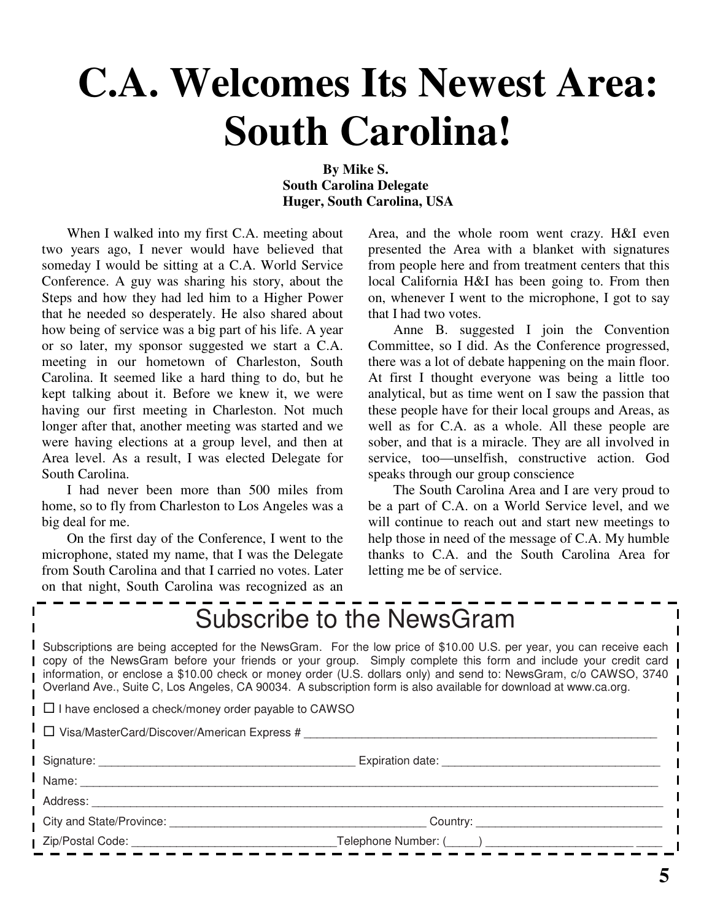# C.A. Welcomes Its Newest Area: South Carolina!

**By Mike S.**
**South Carolina Delegate**
**Huger, South Carolina, USA**

When I walked into my first C.A. meeting about two years ago, I never would have believed that someday I would be sitting at a C.A. World Service Conference. A guy was sharing his story, about the Steps and how they had led him to a Higher Power that he needed so desperately. He also shared about how being of service was a big part of his life. A year or so later, my sponsor suggested we start a C.A. meeting in our hometown of Charleston, South Carolina. It seemed like a hard thing to do, but he kept talking about it. Before we knew it, we were having our first meeting in Charleston. Not much longer after that, another meeting was started and we were having elections at a group level, and then at Area level. As a result, I was elected Delegate for South Carolina.

I had never been more than 500 miles from home, so to fly from Charleston to Los Angeles was a big deal for me.

On the first day of the Conference, I went to the microphone, stated my name, that I was the Delegate from South Carolina and that I carried no votes. Later on that night, South Carolina was recognized as an Area, and the whole room went crazy. H&I even presented the Area with a blanket with signatures from people here and from treatment centers that this local California H&I has been going to. From then on, whenever I went to the microphone, I got to say that I had two votes.

Anne B. suggested I join the Convention Committee, so I did. As the Conference progressed, there was a lot of debate happening on the main floor. At first I thought everyone was being a little too analytical, but as time went on I saw the passion that these people have for their local groups and Areas, as well as for C.A. as a whole. All these people are sober, and that is a miracle. They are all involved in service, too—unselfish, constructive action. God speaks through our group conscience

The South Carolina Area and I are very proud to be a part of C.A. on a World Service level, and we will continue to reach out and start new meetings to help those in need of the message of C.A. My humble thanks to C.A. and the South Carolina Area for letting me be of service.

---

## Subscribe to the NewsGram

Subscriptions are being accepted for the NewsGram. For the low price of $10.00 U.S. per year, you can receive each copy of the NewsGram before your friends or your group. Simply complete this form and include your credit card information, or enclose a $10.00 check or money order (U.S. dollars only) and send to: NewsGram, c/o CAWSO, 3740 Overland Ave., Suite C, Los Angeles, CA 90034. A subscription form is also available for download at www.ca.org.

☐ I have enclosed a check/money order payable to CAWSO

☐ Visa/MasterCard/Discover/American Express # ____________________

Signature: ____________________ Expiration date: ____________________

Name: ____________________

Address: ____________________

City and State/Province: ____________________ Country: ____________________

Zip/Postal Code: ____________________ Telephone Number: (_____) ____________________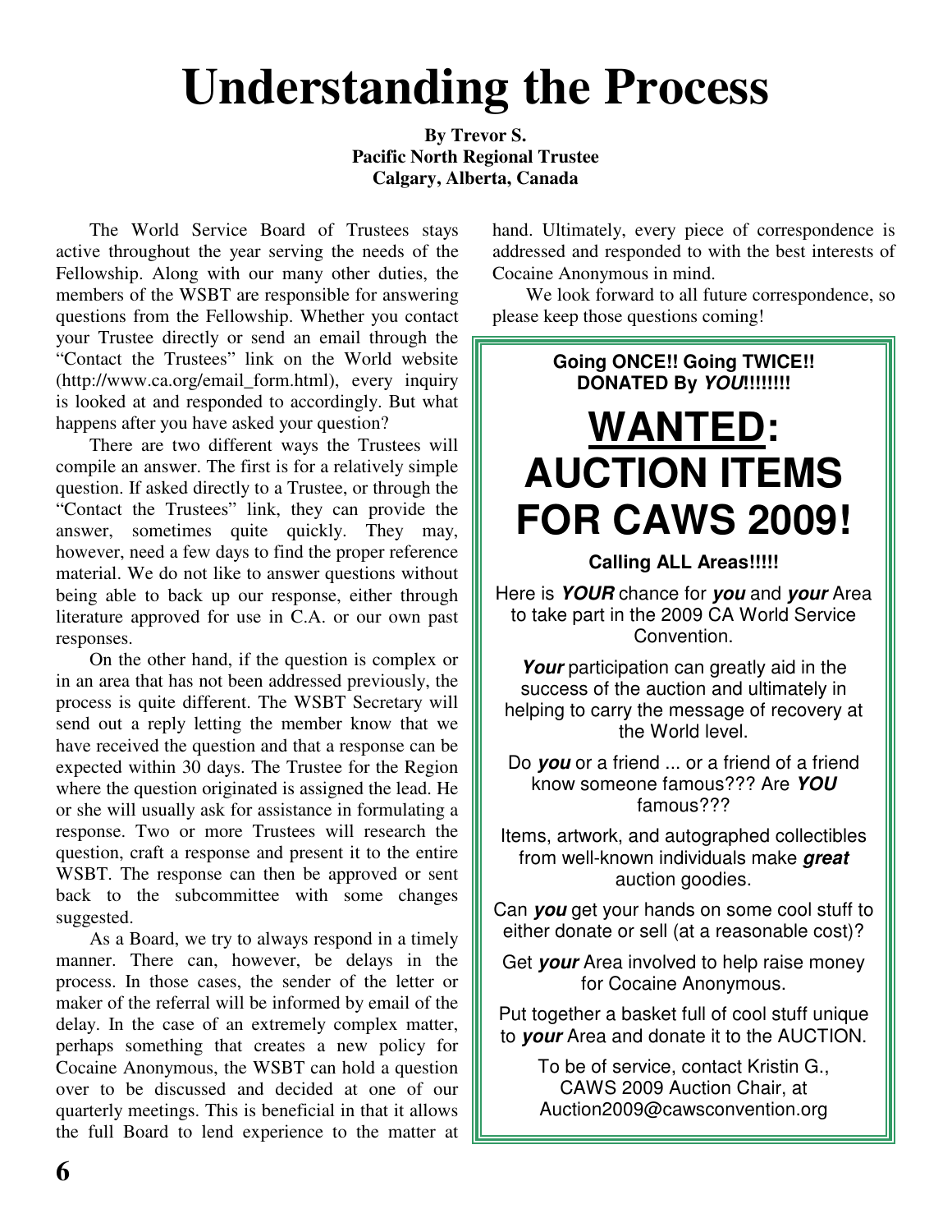# Understanding the Process

**By Trevor S.**
**Pacific North Regional Trustee**
**Calgary, Alberta, Canada**

The World Service Board of Trustees stays active throughout the year serving the needs of the Fellowship. Along with our many other duties, the members of the WSBT are responsible for answering questions from the Fellowship. Whether you contact your Trustee directly or send an email through the "Contact the Trustees" link on the World website (http://www.ca.org/email_form.html), every inquiry is looked at and responded to accordingly. But what happens after you have asked your question?

There are two different ways the Trustees will compile an answer. The first is for a relatively simple question. If asked directly to a Trustee, or through the "Contact the Trustees" link, they can provide the answer, sometimes quite quickly. They may, however, need a few days to find the proper reference material. We do not like to answer questions without being able to back up our response, either through literature approved for use in C.A. or our own past responses.

On the other hand, if the question is complex or in an area that has not been addressed previously, the process is quite different. The WSBT Secretary will send out a reply letting the member know that we have received the question and that a response can be expected within 30 days. The Trustee for the Region where the question originated is assigned the lead. He or she will usually ask for assistance in formulating a response. Two or more Trustees will research the question, craft a response and present it to the entire WSBT. The response can then be approved or sent back to the subcommittee with some changes suggested.

As a Board, we try to always respond in a timely manner. There can, however, be delays in the process. In those cases, the sender of the letter or maker of the referral will be informed by email of the delay. In the case of an extremely complex matter, perhaps something that creates a new policy for Cocaine Anonymous, the WSBT can hold a question over to be discussed and decided at one of our quarterly meetings. This is beneficial in that it allows the full Board to lend experience to the matter at hand. Ultimately, every piece of correspondence is addressed and responded to with the best interests of Cocaine Anonymous in mind.

We look forward to all future correspondence, so please keep those questions coming!

---

**Going ONCE!! Going TWICE!!**
**DONATED By *YOU*!!!!!!!!**

## WANTED: AUCTION ITEMS FOR CAWS 2009!

**Calling ALL Areas!!!!!**

Here is ***YOUR*** chance for ***you*** and ***your*** Area to take part in the 2009 CA World Service Convention.

***Your*** participation can greatly aid in the success of the auction and ultimately in helping to carry the message of recovery at the World level.

Do ***you*** or a friend ... or a friend of a friend know someone famous??? Are ***YOU*** famous???

Items, artwork, and autographed collectibles from well-known individuals make ***great*** auction goodies.

Can ***you*** get your hands on some cool stuff to either donate or sell (at a reasonable cost)?

Get ***your*** Area involved to help raise money for Cocaine Anonymous.

Put together a basket full of cool stuff unique to ***your*** Area and donate it to the AUCTION.

To be of service, contact Kristin G., CAWS 2009 Auction Chair, at Auction2009@cawsconvention.org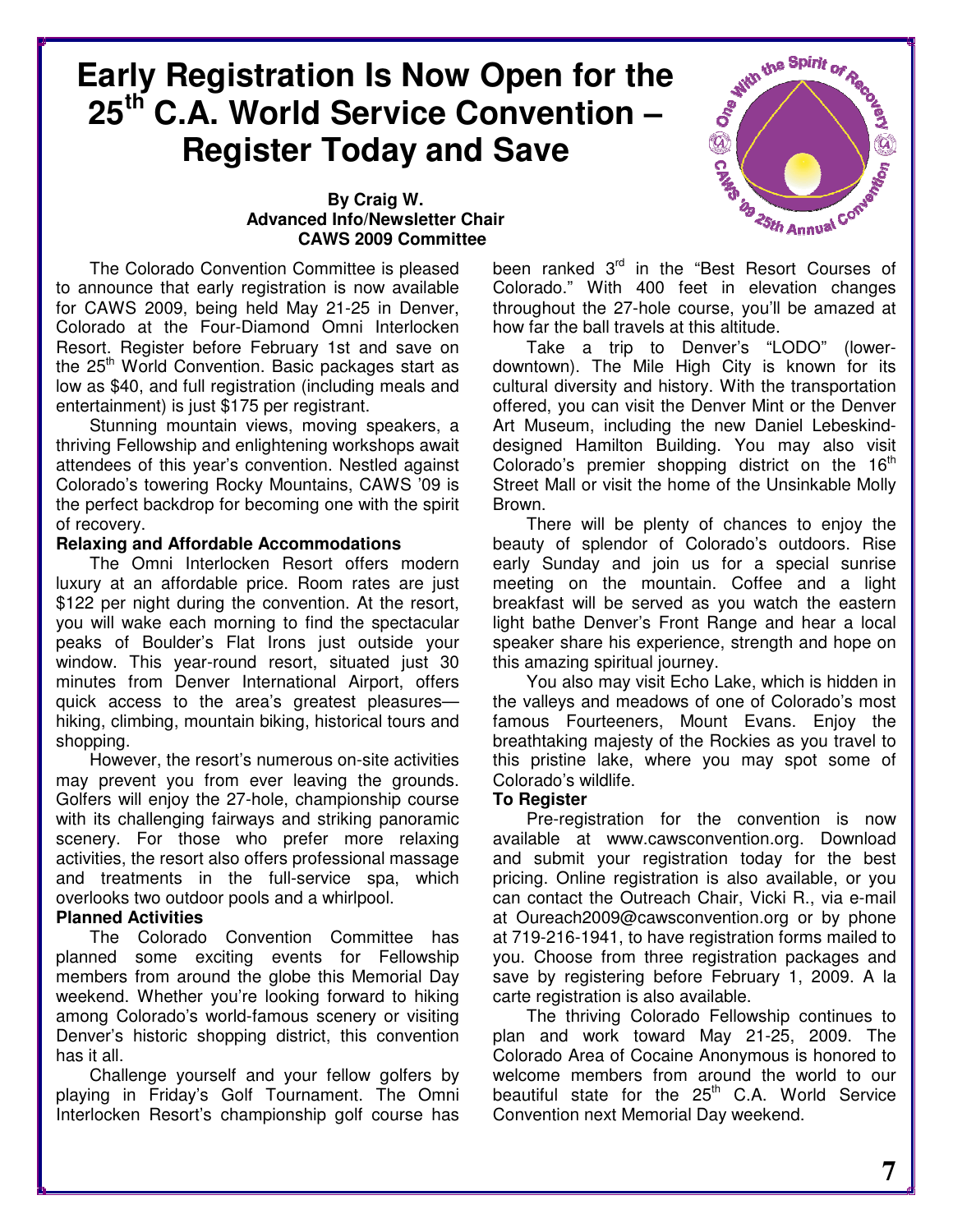# Early Registration Is Now Open for the 25th C.A. World Service Convention – Register Today and Save

**By Craig W.**
**Advanced Info/Newsletter Chair**
**CAWS 2009 Committee**

The Colorado Convention Committee is pleased to announce that early registration is now available for CAWS 2009, being held May 21-25 in Denver, Colorado at the Four-Diamond Omni Interlocken Resort. Register before February 1st and save on the 25th World Convention. Basic packages start as low as $40, and full registration (including meals and entertainment) is just $175 per registrant.

Stunning mountain views, moving speakers, a thriving Fellowship and enlightening workshops await attendees of this year's convention. Nestled against Colorado's towering Rocky Mountains, CAWS '09 is the perfect backdrop for becoming one with the spirit of recovery.

**Relaxing and Affordable Accommodations**

The Omni Interlocken Resort offers modern luxury at an affordable price. Room rates are just $122 per night during the convention. At the resort, you will wake each morning to find the spectacular peaks of Boulder's Flat Irons just outside your window. This year-round resort, situated just 30 minutes from Denver International Airport, offers quick access to the area's greatest pleasures—hiking, climbing, mountain biking, historical tours and shopping.

However, the resort's numerous on-site activities may prevent you from ever leaving the grounds. Golfers will enjoy the 27-hole, championship course with its challenging fairways and striking panoramic scenery. For those who prefer more relaxing activities, the resort also offers professional massage and treatments in the full-service spa, which overlooks two outdoor pools and a whirlpool.

**Planned Activities**

The Colorado Convention Committee has planned some exciting events for Fellowship members from around the globe this Memorial Day weekend. Whether you're looking forward to hiking among Colorado's world-famous scenery or visiting Denver's historic shopping district, this convention has it all.

Challenge yourself and your fellow golfers by playing in Friday's Golf Tournament. The Omni Interlocken Resort's championship golf course has been ranked 3rd in the "Best Resort Courses of Colorado." With 400 feet in elevation changes throughout the 27-hole course, you'll be amazed at how far the ball travels at this altitude.

Take a trip to Denver's "LODO" (lower-downtown). The Mile High City is known for its cultural diversity and history. With the transportation offered, you can visit the Denver Mint or the Denver Art Museum, including the new Daniel Lebeskind-designed Hamilton Building. You may also visit Colorado's premier shopping district on the 16th Street Mall or visit the home of the Unsinkable Molly Brown.

There will be plenty of chances to enjoy the beauty of splendor of Colorado's outdoors. Rise early Sunday and join us for a special sunrise meeting on the mountain. Coffee and a light breakfast will be served as you watch the eastern light bathe Denver's Front Range and hear a local speaker share his experience, strength and hope on this amazing spiritual journey.

You also may visit Echo Lake, which is hidden in the valleys and meadows of one of Colorado's most famous Fourteeners, Mount Evans. Enjoy the breathtaking majesty of the Rockies as you travel to this pristine lake, where you may spot some of Colorado's wildlife.

**To Register**

Pre-registration for the convention is now available at www.cawsconvention.org. Download and submit your registration today for the best pricing. Online registration is also available, or you can contact the Outreach Chair, Vicki R., via e-mail at Oureach2009@cawsconvention.org or by phone at 719-216-1941, to have registration forms mailed to you. Choose from three registration packages and save by registering before February 1, 2009. A la carte registration is also available.

The thriving Colorado Fellowship continues to plan and work toward May 21-25, 2009. The Colorado Area of Cocaine Anonymous is honored to welcome members from around the world to our beautiful state for the 25th C.A. World Service Convention next Memorial Day weekend.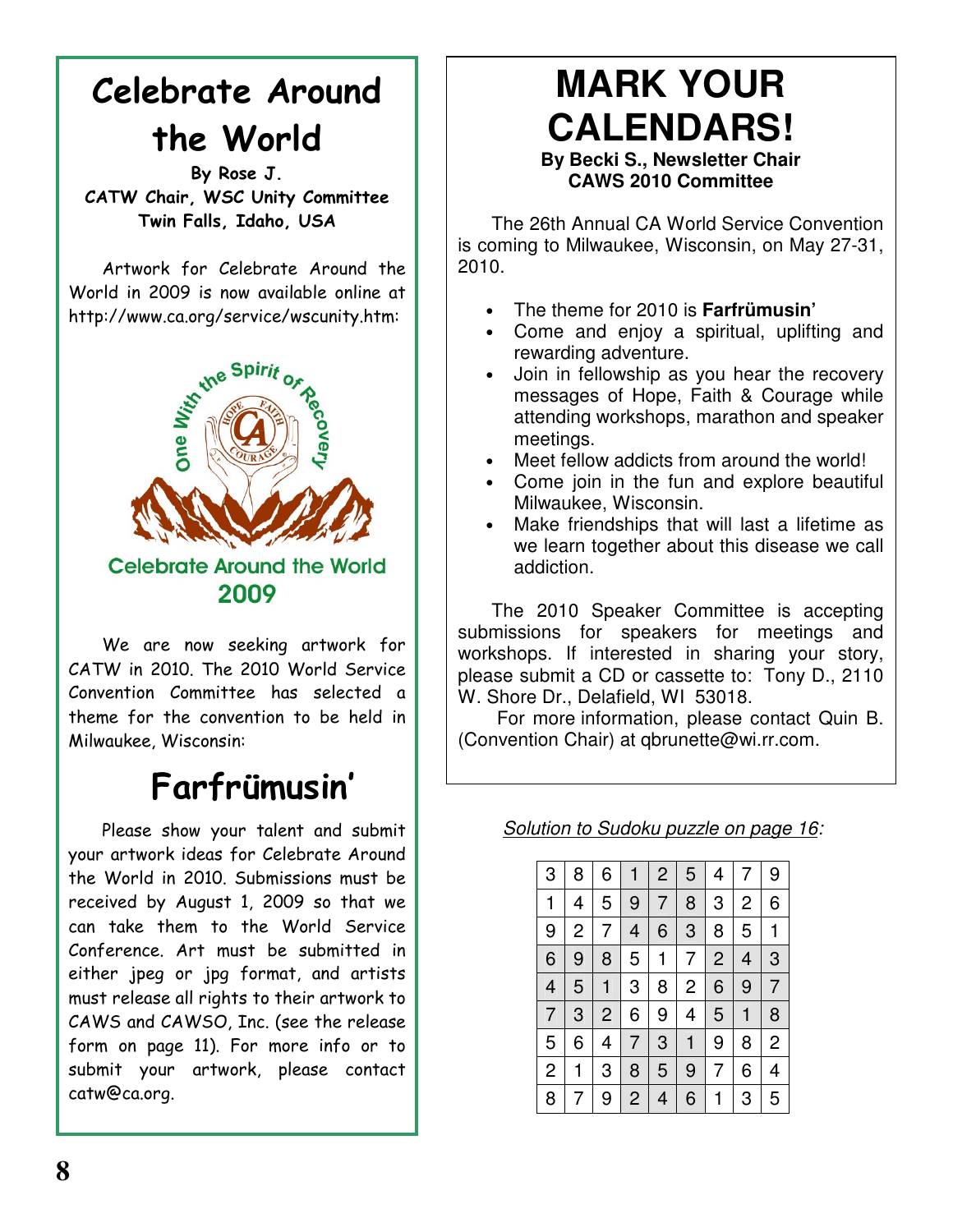# Celebrate Around the World

**By Rose J.**
**CATW Chair, WSC Unity Committee**
**Twin Falls, Idaho, USA**

Artwork for Celebrate Around the World in 2009 is now available online at http://www.ca.org/service/wscunity.htm:

One With the Spirit of Recovery

Celebrate Around the World 2009

We are now seeking artwork for CATW in 2010. The 2010 World Service Convention Committee has selected a theme for the convention to be held in Milwaukee, Wisconsin:

## Farfrümusin'

Please show your talent and submit your artwork ideas for Celebrate Around the World in 2010. Submissions must be received by August 1, 2009 so that we can take them to the World Service Conference. Art must be submitted in either jpeg or jpg format, and artists must release all rights to their artwork to CAWS and CAWSO, Inc. (see the release form on page 11). For more info or to submit your artwork, please contact catw@ca.org.

# MARK YOUR CALENDARS!

**By Becki S., Newsletter Chair**
**CAWS 2010 Committee**

The 26th Annual CA World Service Convention is coming to Milwaukee, Wisconsin, on May 27-31, 2010.

- The theme for 2010 is **Farfrümusin'**
- Come and enjoy a spiritual, uplifting and rewarding adventure.
- Join in fellowship as you hear the recovery messages of Hope, Faith & Courage while attending workshops, marathon and speaker meetings.
- Meet fellow addicts from around the world!
- Come join in the fun and explore beautiful Milwaukee, Wisconsin.
- Make friendships that will last a lifetime as we learn together about this disease we call addiction.

The 2010 Speaker Committee is accepting submissions for speakers for meetings and workshops. If interested in sharing your story, please submit a CD or cassette to: Tony D., 2110 W. Shore Dr., Delafield, WI 53018.

For more information, please contact Quin B. (Convention Chair) at qbrunette@wi.rr.com.

*Solution to Sudoku puzzle on page 16:*

| | | | | | | | | |
|---|---|---|---|---|---|---|---|---|
| 3 | 8 | 6 | 1 | 2 | 5 | 4 | 7 | 9 |
| 1 | 4 | 5 | 9 | 7 | 8 | 3 | 2 | 6 |
| 9 | 2 | 7 | 4 | 6 | 3 | 8 | 5 | 1 |
| 6 | 9 | 8 | 5 | 1 | 7 | 2 | 4 | 3 |
| 4 | 5 | 1 | 3 | 8 | 2 | 6 | 9 | 7 |
| 7 | 3 | 2 | 6 | 9 | 4 | 5 | 1 | 8 |
| 5 | 6 | 4 | 7 | 3 | 1 | 9 | 8 | 2 |
| 2 | 1 | 3 | 8 | 5 | 9 | 7 | 6 | 4 |
| 8 | 7 | 9 | 2 | 4 | 6 | 1 | 3 | 5 |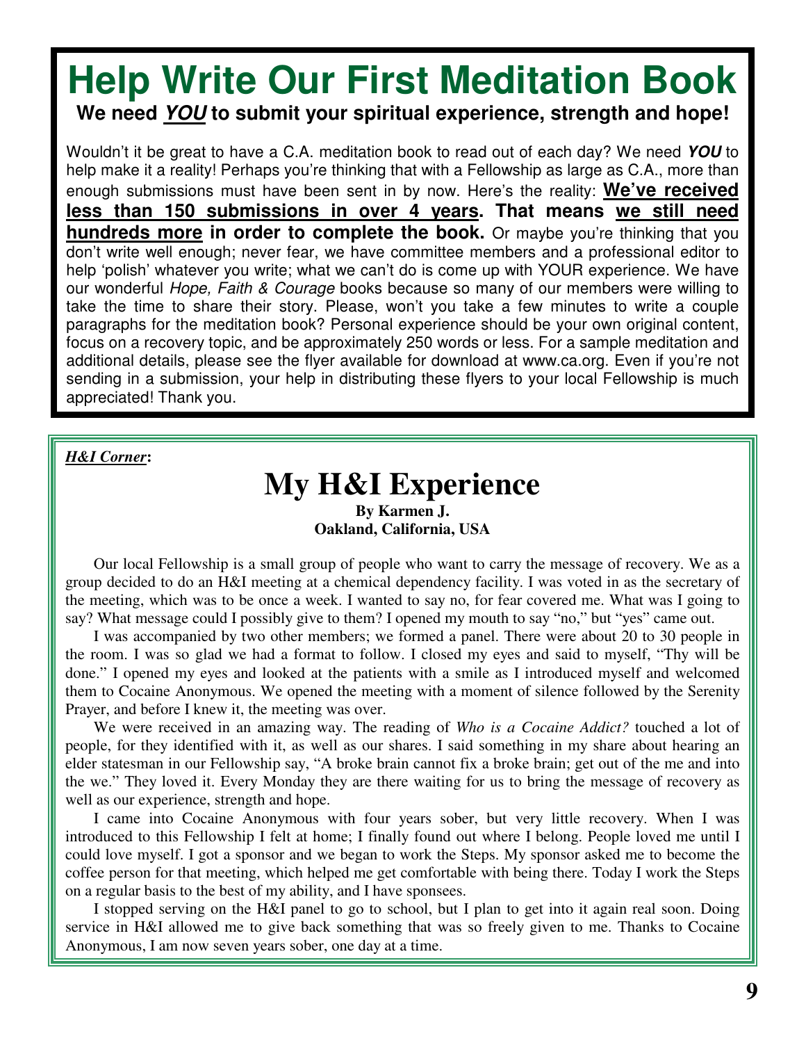# Help Write Our First Meditation Book

**We need *YOU* to submit your spiritual experience, strength and hope!**

Wouldn't it be great to have a C.A. meditation book to read out of each day? We need ***YOU*** to help make it a reality! Perhaps you're thinking that with a Fellowship as large as C.A., more than enough submissions must have been sent in by now. Here's the reality: **We've received less than 150 submissions in over 4 years. That means we still need hundreds more in order to complete the book.** Or maybe you're thinking that you don't write well enough; never fear, we have committee members and a professional editor to help 'polish' whatever you write; what we can't do is come up with YOUR experience. We have our wonderful *Hope, Faith & Courage* books because so many of our members were willing to take the time to share their story. Please, won't you take a few minutes to write a couple paragraphs for the meditation book? Personal experience should be your own original content, focus on a recovery topic, and be approximately 250 words or less. For a sample meditation and additional details, please see the flyer available for download at www.ca.org. Even if you're not sending in a submission, your help in distributing these flyers to your local Fellowship is much appreciated! Thank you.

***H&I Corner*:**

# My H&I Experience

**By Karmen J.**
**Oakland, California, USA**

Our local Fellowship is a small group of people who want to carry the message of recovery. We as a group decided to do an H&I meeting at a chemical dependency facility. I was voted in as the secretary of the meeting, which was to be once a week. I wanted to say no, for fear covered me. What was I going to say? What message could I possibly give to them? I opened my mouth to say "no," but "yes" came out.

I was accompanied by two other members; we formed a panel. There were about 20 to 30 people in the room. I was so glad we had a format to follow. I closed my eyes and said to myself, "Thy will be done." I opened my eyes and looked at the patients with a smile as I introduced myself and welcomed them to Cocaine Anonymous. We opened the meeting with a moment of silence followed by the Serenity Prayer, and before I knew it, the meeting was over.

We were received in an amazing way. The reading of *Who is a Cocaine Addict?* touched a lot of people, for they identified with it, as well as our shares. I said something in my share about hearing an elder statesman in our Fellowship say, "A broke brain cannot fix a broke brain; get out of the me and into the we." They loved it. Every Monday they are there waiting for us to bring the message of recovery as well as our experience, strength and hope.

I came into Cocaine Anonymous with four years sober, but very little recovery. When I was introduced to this Fellowship I felt at home; I finally found out where I belong. People loved me until I could love myself. I got a sponsor and we began to work the Steps. My sponsor asked me to become the coffee person for that meeting, which helped me get comfortable with being there. Today I work the Steps on a regular basis to the best of my ability, and I have sponsees.

I stopped serving on the H&I panel to go to school, but I plan to get into it again real soon. Doing service in H&I allowed me to give back something that was so freely given to me. Thanks to Cocaine Anonymous, I am now seven years sober, one day at a time.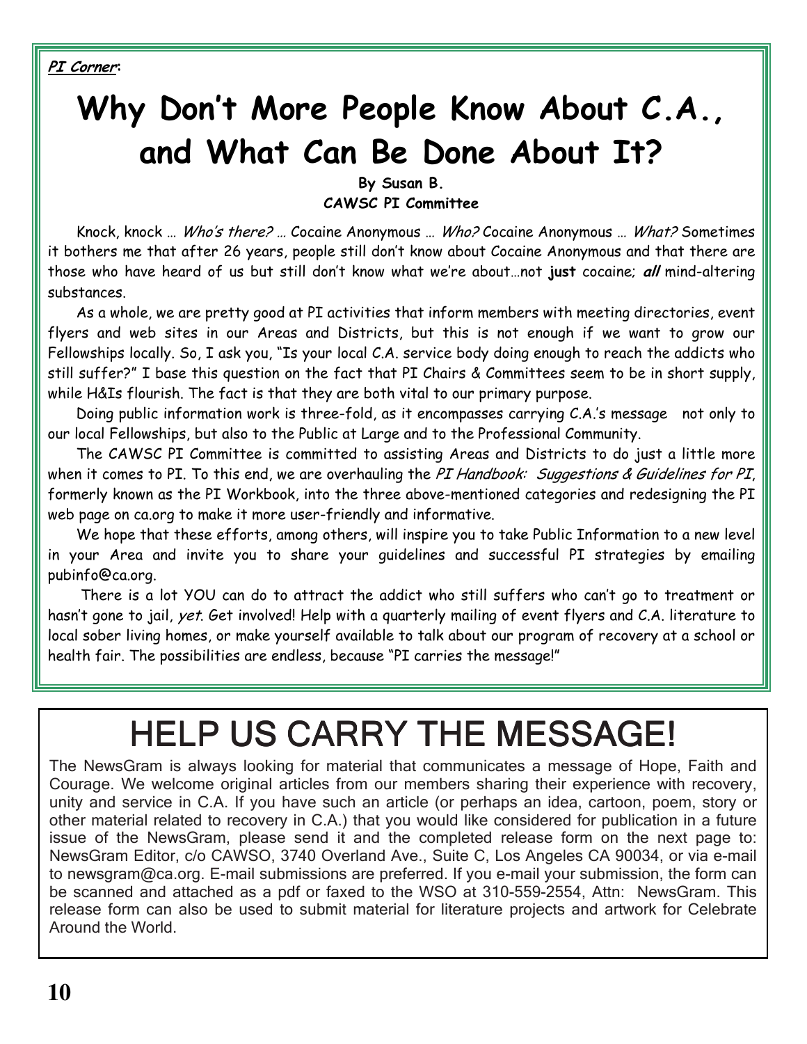***PI Corner*:**

# Why Don't More People Know About C.A., and What Can Be Done About It?

**By Susan B.**
**CAWSC PI Committee**

Knock, knock … *Who's there? …* Cocaine Anonymous … *Who?* Cocaine Anonymous … *What?* Sometimes it bothers me that after 26 years, people still don't know about Cocaine Anonymous and that there are those who have heard of us but still don't know what we're about…not **just** cocaine; ***all*** mind-altering substances.

As a whole, we are pretty good at PI activities that inform members with meeting directories, event flyers and web sites in our Areas and Districts, but this is not enough if we want to grow our Fellowships locally. So, I ask you, "Is your local C.A. service body doing enough to reach the addicts who still suffer?" I base this question on the fact that PI Chairs & Committees seem to be in short supply, while H&Is flourish. The fact is that they are both vital to our primary purpose.

Doing public information work is three-fold, as it encompasses carrying C.A.'s message not only to our local Fellowships, but also to the Public at Large and to the Professional Community.

The CAWSC PI Committee is committed to assisting Areas and Districts to do just a little more when it comes to PI. To this end, we are overhauling the *PI Handbook: Suggestions & Guidelines for PI*, formerly known as the PI Workbook, into the three above-mentioned categories and redesigning the PI web page on ca.org to make it more user-friendly and informative.

We hope that these efforts, among others, will inspire you to take Public Information to a new level in your Area and invite you to share your guidelines and successful PI strategies by emailing pubinfo@ca.org.

There is a lot YOU can do to attract the addict who still suffers who can't go to treatment or hasn't gone to jail, *yet*. Get involved! Help with a quarterly mailing of event flyers and C.A. literature to local sober living homes, or make yourself available to talk about our program of recovery at a school or health fair. The possibilities are endless, because "PI carries the message!"

# HELP US CARRY THE MESSAGE!

The NewsGram is always looking for material that communicates a message of Hope, Faith and Courage. We welcome original articles from our members sharing their experience with recovery, unity and service in C.A. If you have such an article (or perhaps an idea, cartoon, poem, story or other material related to recovery in C.A.) that you would like considered for publication in a future issue of the NewsGram, please send it and the completed release form on the next page to: NewsGram Editor, c/o CAWSO, 3740 Overland Ave., Suite C, Los Angeles CA 90034, or via e-mail to newsgram@ca.org. E-mail submissions are preferred. If you e-mail your submission, the form can be scanned and attached as a pdf or faxed to the WSO at 310-559-2554, Attn: NewsGram. This release form can also be used to submit material for literature projects and artwork for Celebrate Around the World.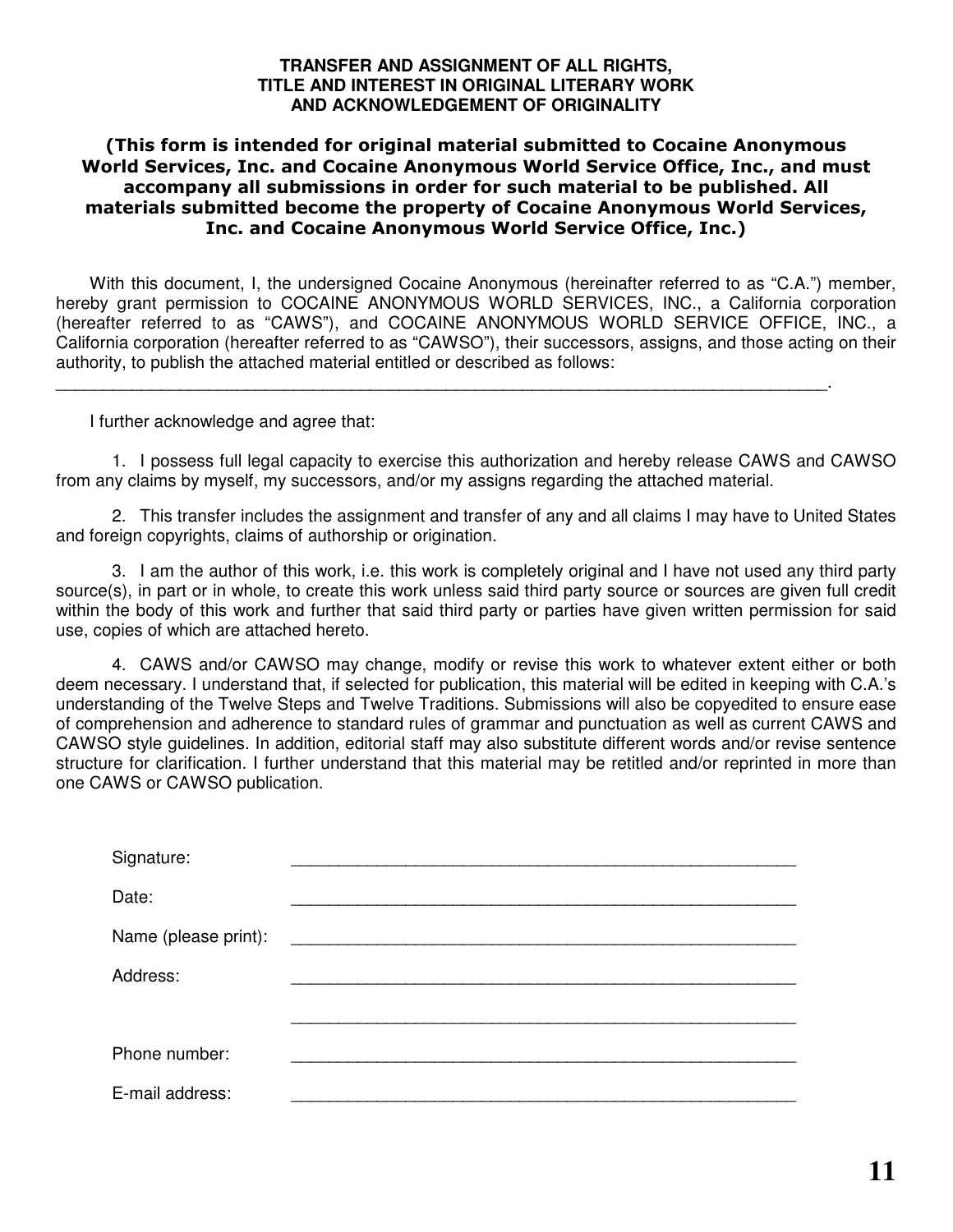**TRANSFER AND ASSIGNMENT OF ALL RIGHTS,**
**TITLE AND INTEREST IN ORIGINAL LITERARY WORK**
**AND ACKNOWLEDGEMENT OF ORIGINALITY**

**(This form is intended for original material submitted to Cocaine Anonymous World Services, Inc. and Cocaine Anonymous World Service Office, Inc., and must accompany all submissions in order for such material to be published. All materials submitted become the property of Cocaine Anonymous World Services, Inc. and Cocaine Anonymous World Service Office, Inc.)**

With this document, I, the undersigned Cocaine Anonymous (hereinafter referred to as "C.A.") member, hereby grant permission to COCAINE ANONYMOUS WORLD SERVICES, INC., a California corporation (hereafter referred to as "CAWS"), and COCAINE ANONYMOUS WORLD SERVICE OFFICE, INC., a California corporation (hereafter referred to as "CAWSO"), their successors, assigns, and those acting on their authority, to publish the attached material entitled or described as follows:
\_\_\_\_\_\_\_\_\_\_\_\_\_\_\_\_\_\_\_\_\_\_\_\_\_\_\_\_\_\_\_\_\_\_\_\_\_\_\_\_\_\_\_\_\_\_\_\_\_\_\_\_\_\_\_\_\_\_\_\_\_\_\_\_\_\_\_\_\_\_\_\_\_\_\_\_\_\_.

I further acknowledge and agree that:

1. I possess full legal capacity to exercise this authorization and hereby release CAWS and CAWSO from any claims by myself, my successors, and/or my assigns regarding the attached material.

2. This transfer includes the assignment and transfer of any and all claims I may have to United States and foreign copyrights, claims of authorship or origination.

3. I am the author of this work, i.e. this work is completely original and I have not used any third party source(s), in part or in whole, to create this work unless said third party source or sources are given full credit within the body of this work and further that said third party or parties have given written permission for said use, copies of which are attached hereto.

4. CAWS and/or CAWSO may change, modify or revise this work to whatever extent either or both deem necessary. I understand that, if selected for publication, this material will be edited in keeping with C.A.'s understanding of the Twelve Steps and Twelve Traditions. Submissions will also be copyedited to ensure ease of comprehension and adherence to standard rules of grammar and punctuation as well as current CAWS and CAWSO style guidelines. In addition, editorial staff may also substitute different words and/or revise sentence structure for clarification. I further understand that this material may be retitled and/or reprinted in more than one CAWS or CAWSO publication.

Signature: \_\_\_\_\_\_\_\_\_\_\_\_\_\_\_\_\_\_\_\_\_\_\_\_\_\_\_\_\_\_\_\_\_\_\_\_\_\_\_\_\_\_\_\_\_\_\_\_\_\_\_\_

Date: \_\_\_\_\_\_\_\_\_\_\_\_\_\_\_\_\_\_\_\_\_\_\_\_\_\_\_\_\_\_\_\_\_\_\_\_\_\_\_\_\_\_\_\_\_\_\_\_\_\_\_\_

Name (please print): \_\_\_\_\_\_\_\_\_\_\_\_\_\_\_\_\_\_\_\_\_\_\_\_\_\_\_\_\_\_\_\_\_\_\_\_\_\_\_\_\_\_\_\_\_\_\_\_\_\_\_\_

Address: \_\_\_\_\_\_\_\_\_\_\_\_\_\_\_\_\_\_\_\_\_\_\_\_\_\_\_\_\_\_\_\_\_\_\_\_\_\_\_\_\_\_\_\_\_\_\_\_\_\_\_\_

\_\_\_\_\_\_\_\_\_\_\_\_\_\_\_\_\_\_\_\_\_\_\_\_\_\_\_\_\_\_\_\_\_\_\_\_\_\_\_\_\_\_\_\_\_\_\_\_\_\_\_\_

Phone number: \_\_\_\_\_\_\_\_\_\_\_\_\_\_\_\_\_\_\_\_\_\_\_\_\_\_\_\_\_\_\_\_\_\_\_\_\_\_\_\_\_\_\_\_\_\_\_\_\_\_\_\_

E-mail address: \_\_\_\_\_\_\_\_\_\_\_\_\_\_\_\_\_\_\_\_\_\_\_\_\_\_\_\_\_\_\_\_\_\_\_\_\_\_\_\_\_\_\_\_\_\_\_\_\_\_\_\_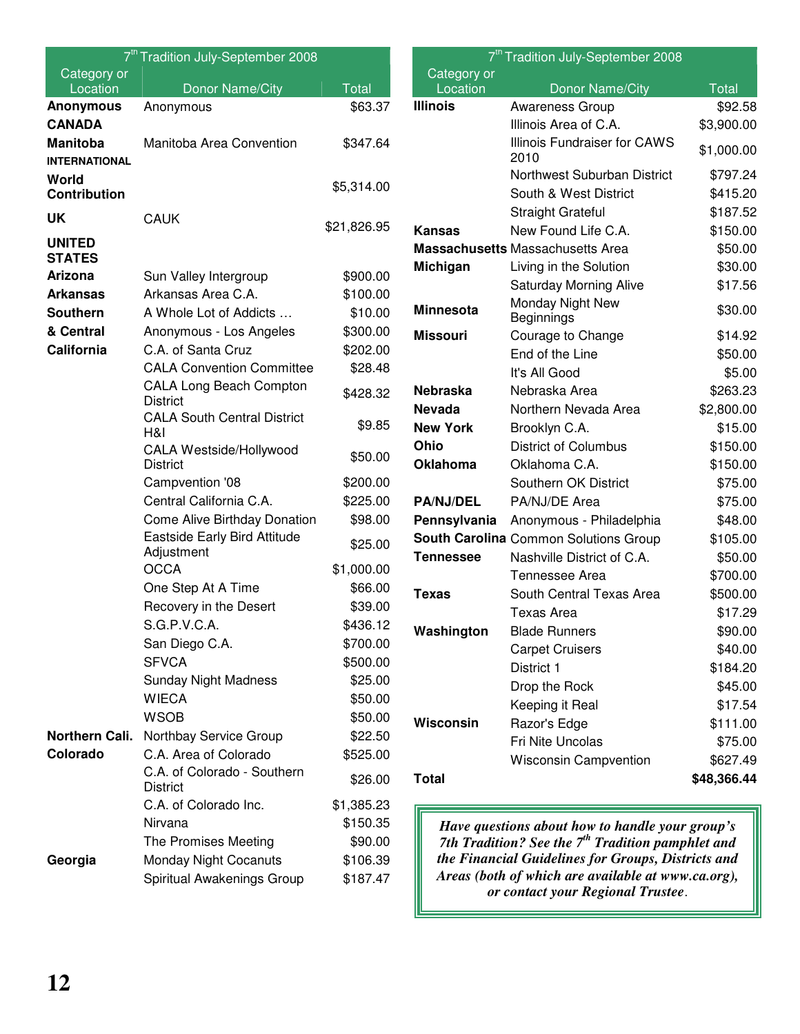| 7th Tradition July-September 2008 | | |
|---|---|---|
| **Category or Location** | **Donor Name/City** | **Total** |
| **Anonymous** | Anonymous | $63.37 |
| **CANADA** | | |
| **Manitoba** | Manitoba Area Convention | $347.64 |
| **INTERNATIONAL** | | |
| **World Contribution** | | $5,314.00 |
| **UK** | CAUK | $21,826.95 |
| **UNITED STATES** | | |
| **Arizona** | Sun Valley Intergroup | $900.00 |
| **Arkansas** | Arkansas Area C.A. | $100.00 |
| **Southern & Central California** | A Whole Lot of Addicts … | $10.00 |
| | Anonymous - Los Angeles | $300.00 |
| | C.A. of Santa Cruz | $202.00 |
| | CALA Convention Committee | $28.48 |
| | CALA Long Beach Compton District | $428.32 |
| | CALA South Central District H&I | $9.85 |
| | CALA Westside/Hollywood District | $50.00 |
| | Campvention '08 | $200.00 |
| | Central California C.A. | $225.00 |
| | Come Alive Birthday Donation | $98.00 |
| | Eastside Early Bird Attitude Adjustment | $25.00 |
| | OCCA | $1,000.00 |
| | One Step At A Time | $66.00 |
| | Recovery in the Desert | $39.00 |
| | S.G.P.V.C.A. | $436.12 |
| | San Diego C.A. | $700.00 |
| | SFVCA | $500.00 |
| | Sunday Night Madness | $25.00 |
| | WIECA | $50.00 |
| | WSOB | $50.00 |
| **Northern Cali.** | Northbay Service Group | $22.50 |
| **Colorado** | C.A. Area of Colorado | $525.00 |
| | C.A. of Colorado - Southern District | $26.00 |
| | C.A. of Colorado Inc. | $1,385.23 |
| | Nirvana | $150.35 |
| | The Promises Meeting | $90.00 |
| **Georgia** | Monday Night Cocanuts | $106.39 |
| | Spiritual Awakenings Group | $187.47 |

| 7th Tradition July-September 2008 | | |
|---|---|---|
| **Category or Location** | **Donor Name/City** | **Total** |
| **Illinois** | Awareness Group | $92.58 |
| | Illinois Area of C.A. | $3,900.00 |
| | Illinois Fundraiser for CAWS 2010 | $1,000.00 |
| | Northwest Suburban District | $797.24 |
| | South & West District | $415.20 |
| | Straight Grateful | $187.52 |
| **Kansas** | New Found Life C.A. | $150.00 |
| **Massachusetts** | Massachusetts Area | $50.00 |
| **Michigan** | Living in the Solution | $30.00 |
| | Saturday Morning Alive | $17.56 |
| **Minnesota** | Monday Night New Beginnings | $30.00 |
| **Missouri** | Courage to Change | $14.92 |
| | End of the Line | $50.00 |
| | It's All Good | $5.00 |
| **Nebraska** | Nebraska Area | $263.23 |
| **Nevada** | Northern Nevada Area | $2,800.00 |
| **New York** | Brooklyn C.A. | $15.00 |
| **Ohio** | District of Columbus | $150.00 |
| **Oklahoma** | Oklahoma C.A. | $150.00 |
| | Southern OK District | $75.00 |
| **PA/NJ/DEL** | PA/NJ/DE Area | $75.00 |
| **Pennsylvania** | Anonymous - Philadelphia | $48.00 |
| **South Carolina** | Common Solutions Group | $105.00 |
| **Tennessee** | Nashville District of C.A. | $50.00 |
| | Tennessee Area | $700.00 |
| **Texas** | South Central Texas Area | $500.00 |
| | Texas Area | $17.29 |
| **Washington** | Blade Runners | $90.00 |
| | Carpet Cruisers | $40.00 |
| | District 1 | $184.20 |
| | Drop the Rock | $45.00 |
| | Keeping it Real | $17.54 |
| **Wisconsin** | Razor's Edge | $111.00 |
| | Fri Nite Uncolas | $75.00 |
| | Wisconsin Campvention | $627.49 |
| **Total** | | **$48,366.44** |

***Have questions about how to handle your group's 7th Tradition? See the 7th Tradition pamphlet and the Financial Guidelines for Groups, Districts and Areas (both of which are available at www.ca.org), or contact your Regional Trustee.***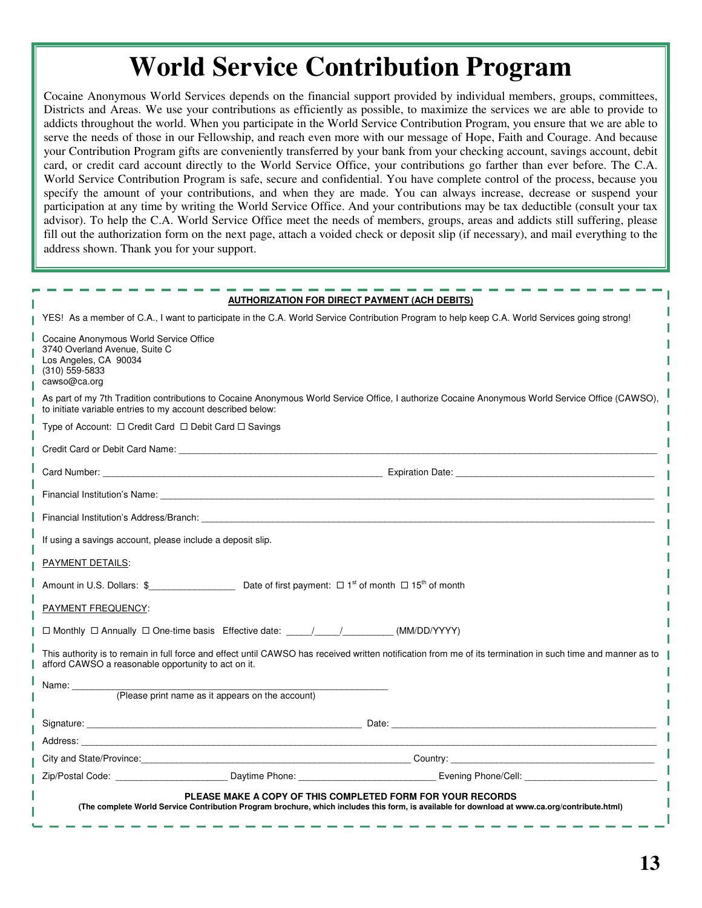# World Service Contribution Program

Cocaine Anonymous World Services depends on the financial support provided by individual members, groups, committees, Districts and Areas. We use your contributions as efficiently as possible, to maximize the services we are able to provide to addicts throughout the world. When you participate in the World Service Contribution Program, you ensure that we are able to serve the needs of those in our Fellowship, and reach even more with our message of Hope, Faith and Courage. And because your Contribution Program gifts are conveniently transferred by your bank from your checking account, savings account, debit card, or credit card account directly to the World Service Office, your contributions go farther than ever before. The C.A. World Service Contribution Program is safe, secure and confidential. You have complete control of the process, because you specify the amount of your contributions, and when they are made. You can always increase, decrease or suspend your participation at any time by writing the World Service Office. And your contributions may be tax deductible (consult your tax advisor). To help the C.A. World Service Office meet the needs of members, groups, areas and addicts still suffering, please fill out the authorization form on the next page, attach a voided check or deposit slip (if necessary), and mail everything to the address shown. Thank you for your support.

---

**AUTHORIZATION FOR DIRECT PAYMENT (ACH DEBITS)**

YES! As a member of C.A., I want to participate in the C.A. World Service Contribution Program to help keep C.A. World Services going strong!

Cocaine Anonymous World Service Office
3740 Overland Avenue, Suite C
Los Angeles, CA 90034
(310) 559-5833
cawso@ca.org

As part of my 7th Tradition contributions to Cocaine Anonymous World Service Office, I authorize Cocaine Anonymous World Service Office (CAWSO), to initiate variable entries to my account described below:

Type of Account: ☐ Credit Card ☐ Debit Card ☐ Savings

Credit Card or Debit Card Name: ______________________________

Card Number: ______________________________ Expiration Date: ______________________________

Financial Institution's Name: ______________________________

Financial Institution's Address/Branch: ______________________________

If using a savings account, please include a deposit slip.

PAYMENT DETAILS:

Amount in U.S. Dollars: $________________ Date of first payment: ☐ 1st of month ☐ 15th of month

PAYMENT FREQUENCY:

☐ Monthly ☐ Annually ☐ One-time basis Effective date: _____/_____/_________ (MM/DD/YYYY)

This authority is to remain in full force and effect until CAWSO has received written notification from me of its termination in such time and manner as to afford CAWSO a reasonable opportunity to act on it.

Name: ______________________________
(Please print name as it appears on the account)

Signature: ______________________________ Date: ______________________________

Address: ______________________________

City and State/Province: ______________________________ Country: ______________________________

Zip/Postal Code: ____________________ Daytime Phone: ________________________ Evening Phone/Cell: ________________________

**PLEASE MAKE A COPY OF THIS COMPLETED FORM FOR YOUR RECORDS**

**(The complete World Service Contribution Program brochure, which includes this form, is available for download at www.ca.org/contribute.html)**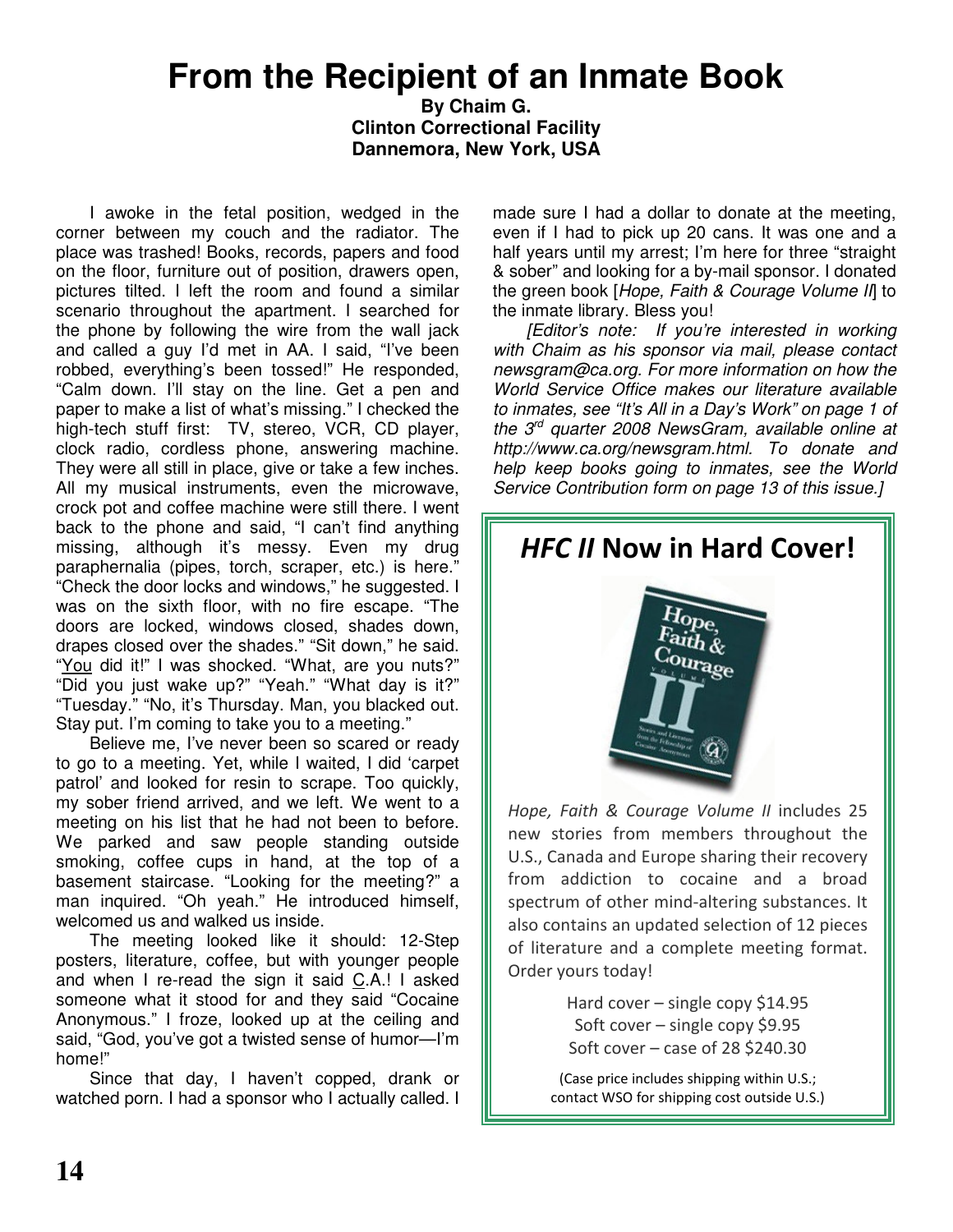# From the Recipient of an Inmate Book

**By Chaim G.**
**Clinton Correctional Facility**
**Dannemora, New York, USA**

I awoke in the fetal position, wedged in the corner between my couch and the radiator. The place was trashed! Books, records, papers and food on the floor, furniture out of position, drawers open, pictures tilted. I left the room and found a similar scenario throughout the apartment. I searched for the phone by following the wire from the wall jack and called a guy I'd met in AA. I said, "I've been robbed, everything's been tossed!" He responded, "Calm down. I'll stay on the line. Get a pen and paper to make a list of what's missing." I checked the high-tech stuff first: TV, stereo, VCR, CD player, clock radio, cordless phone, answering machine. They were all still in place, give or take a few inches. All my musical instruments, even the microwave, crock pot and coffee machine were still there. I went back to the phone and said, "I can't find anything missing, although it's messy. Even my drug paraphernalia (pipes, torch, scraper, etc.) is here." "Check the door locks and windows," he suggested. I was on the sixth floor, with no fire escape. "The doors are locked, windows closed, shades down, drapes closed over the shades." "Sit down," he said. "<u>You</u> did it!" I was shocked. "What, are you nuts?" "Did you just wake up?" "Yeah." "What day is it?" "Tuesday." "No, it's Thursday. Man, you blacked out. Stay put. I'm coming to take you to a meeting."

Believe me, I've never been so scared or ready to go to a meeting. Yet, while I waited, I did 'carpet patrol' and looked for resin to scrape. Too quickly, my sober friend arrived, and we left. We went to a meeting on his list that he had not been to before. We parked and saw people standing outside smoking, coffee cups in hand, at the top of a basement staircase. "Looking for the meeting?" a man inquired. "Oh yeah." He introduced himself, welcomed us and walked us inside.

The meeting looked like it should: 12-Step posters, literature, coffee, but with younger people and when I re-read the sign it said <u>C</u>.A.! I asked someone what it stood for and they said "Cocaine Anonymous." I froze, looked up at the ceiling and said, "God, you've got a twisted sense of humor—I'm home!"

Since that day, I haven't copped, drank or watched porn. I had a sponsor who I actually called. I made sure I had a dollar to donate at the meeting, even if I had to pick up 20 cans. It was one and a half years until my arrest; I'm here for three "straight & sober" and looking for a by-mail sponsor. I donated the green book [*Hope, Faith & Courage Volume II*] to the inmate library. Bless you!

*[Editor's note: If you're interested in working with Chaim as his sponsor via mail, please contact newsgram@ca.org. For more information on how the World Service Office makes our literature available to inmates, see "It's All in a Day's Work" on page 1 of the 3rd quarter 2008 NewsGram, available online at http://www.ca.org/newsgram.html. To donate and help keep books going to inmates, see the World Service Contribution form on page 13 of this issue.]*

## *HFC II* Now in Hard Cover!

*Hope, Faith & Courage Volume II* includes 25 new stories from members throughout the U.S., Canada and Europe sharing their recovery from addiction to cocaine and a broad spectrum of other mind-altering substances. It also contains an updated selection of 12 pieces of literature and a complete meeting format. Order yours today!

Hard cover – single copy $14.95
Soft cover – single copy $9.95
Soft cover – case of 28 $240.30

(Case price includes shipping within U.S.; contact WSO for shipping cost outside U.S.)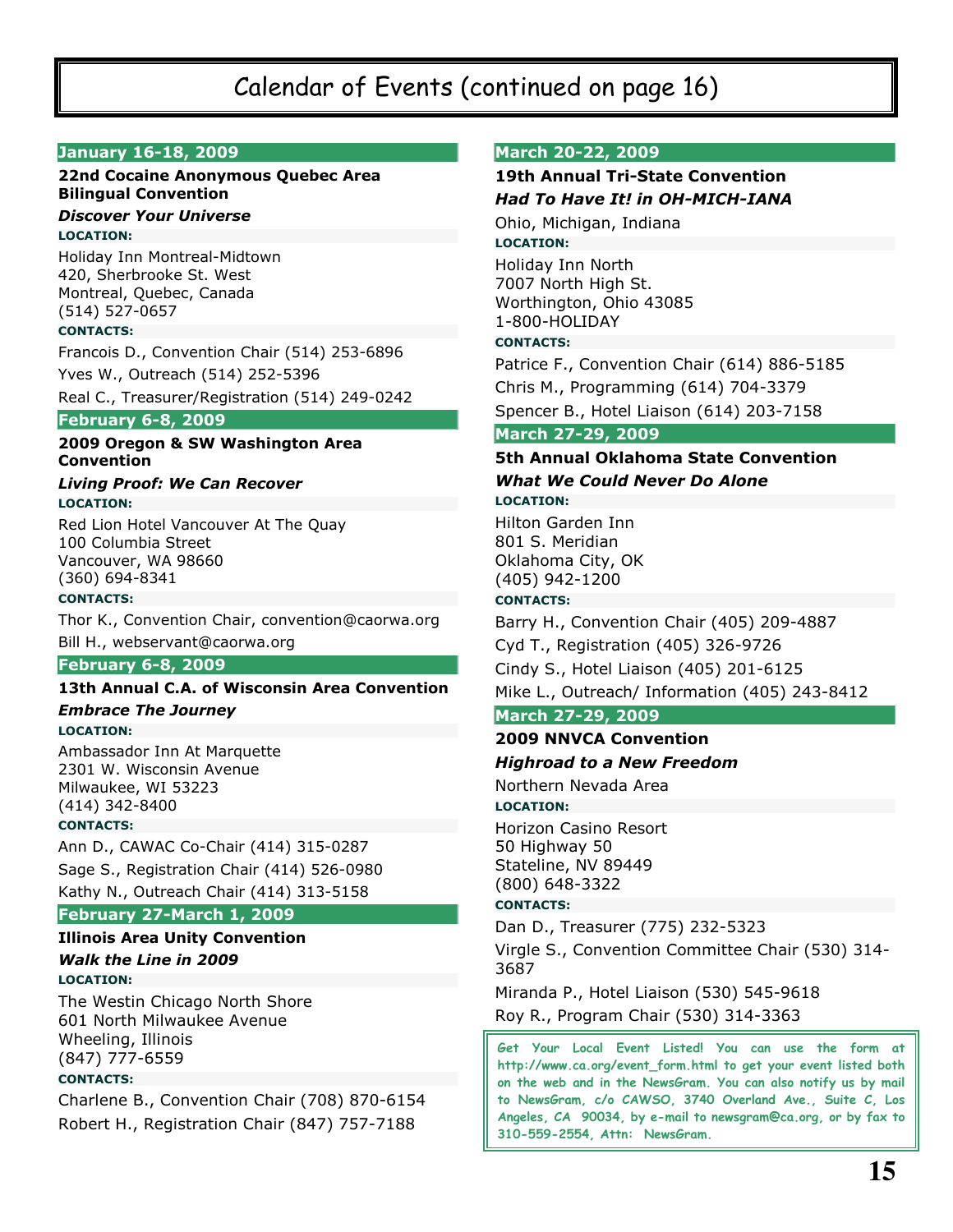# Calendar of Events (continued on page 16)

### January 16-18, 2009

**22nd Cocaine Anonymous Quebec Area Bilingual Convention**

***Discover Your Universe***

**LOCATION:**

Holiday Inn Montreal-Midtown
420, Sherbrooke St. West
Montreal, Quebec, Canada
(514) 527-0657

**CONTACTS:**

Francois D., Convention Chair (514) 253-6896

Yves W., Outreach (514) 252-5396

Real C., Treasurer/Registration (514) 249-0242

### February 6-8, 2009

**2009 Oregon & SW Washington Area Convention**

***Living Proof: We Can Recover***

**LOCATION:**

Red Lion Hotel Vancouver At The Quay
100 Columbia Street
Vancouver, WA 98660
(360) 694-8341

**CONTACTS:**

Thor K., Convention Chair, convention@caorwa.org

Bill H., webservant@caorwa.org

### February 6-8, 2009

**13th Annual C.A. of Wisconsin Area Convention**

***Embrace The Journey***

**LOCATION:**

Ambassador Inn At Marquette
2301 W. Wisconsin Avenue
Milwaukee, WI 53223
(414) 342-8400

**CONTACTS:**

Ann D., CAWAC Co-Chair (414) 315-0287

Sage S., Registration Chair (414) 526-0980

Kathy N., Outreach Chair (414) 313-5158

### February 27-March 1, 2009

**Illinois Area Unity Convention**

***Walk the Line in 2009***

**LOCATION:**

The Westin Chicago North Shore
601 North Milwaukee Avenue
Wheeling, Illinois
(847) 777-6559

**CONTACTS:**

Charlene B., Convention Chair (708) 870-6154

Robert H., Registration Chair (847) 757-7188

### March 20-22, 2009

**19th Annual Tri-State Convention**

***Had To Have It! in OH-MICH-IANA***

Ohio, Michigan, Indiana

**LOCATION:**

Holiday Inn North
7007 North High St.
Worthington, Ohio 43085
1-800-HOLIDAY

**CONTACTS:**

Patrice F., Convention Chair (614) 886-5185

Chris M., Programming (614) 704-3379

Spencer B., Hotel Liaison (614) 203-7158

### March 27-29, 2009

**5th Annual Oklahoma State Convention**

***What We Could Never Do Alone***

**LOCATION:**

Hilton Garden Inn
801 S. Meridian
Oklahoma City, OK
(405) 942-1200

**CONTACTS:**

Barry H., Convention Chair (405) 209-4887

Cyd T., Registration (405) 326-9726

Cindy S., Hotel Liaison (405) 201-6125

Mike L., Outreach/ Information (405) 243-8412

### March 27-29, 2009

**2009 NNVCA Convention**

***Highroad to a New Freedom***

Northern Nevada Area

**LOCATION:**

Horizon Casino Resort
50 Highway 50
Stateline, NV 89449
(800) 648-3322

**CONTACTS:**

Dan D., Treasurer (775) 232-5323

Virgle S., Convention Committee Chair (530) 314-3687

Miranda P., Hotel Liaison (530) 545-9618

Roy R., Program Chair (530) 314-3363

**Get Your Local Event Listed! You can use the form at http://www.ca.org/event_form.html to get your event listed both on the web and in the NewsGram. You can also notify us by mail to NewsGram, c/o CAWSO, 3740 Overland Ave., Suite C, Los Angeles, CA 90034, by e-mail to newsgram@ca.org, or by fax to 310-559-2554, Attn: NewsGram.**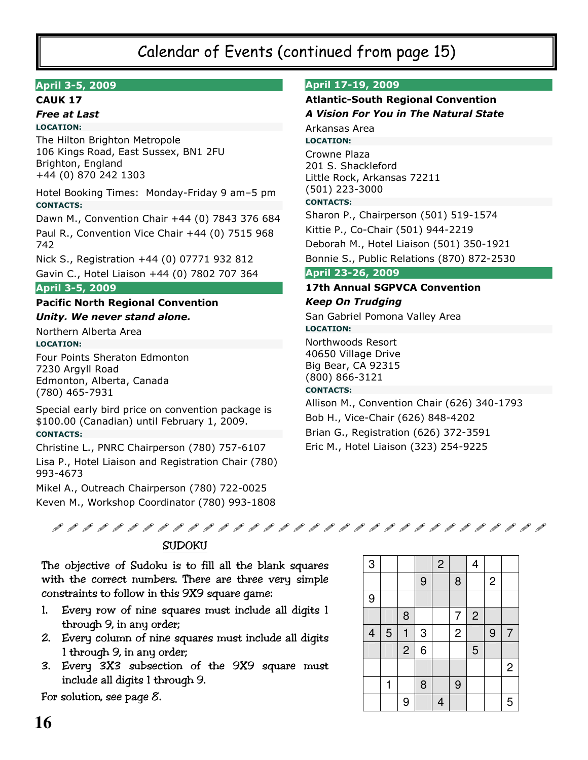# Calendar of Events (continued from page 15)

## April 3-5, 2009

**CAUK 17**

***Free at Last***

**LOCATION:**

The Hilton Brighton Metropole
106 Kings Road, East Sussex, BN1 2FU
Brighton, England
+44 (0) 870 242 1303

Hotel Booking Times: Monday-Friday 9 am–5 pm

**CONTACTS:**

Dawn M., Convention Chair +44 (0) 7843 376 684

Paul R., Convention Vice Chair +44 (0) 7515 968 742

Nick S., Registration +44 (0) 07771 932 812

Gavin C., Hotel Liaison +44 (0) 7802 707 364

## April 3-5, 2009

**Pacific North Regional Convention**

***Unity. We never stand alone.***

Northern Alberta Area

**LOCATION:**

Four Points Sheraton Edmonton
7230 Argyll Road
Edmonton, Alberta, Canada
(780) 465-7931

Special early bird price on convention package is $100.00 (Canadian) until February 1, 2009.

**CONTACTS:**

Christine L., PNRC Chairperson (780) 757-6107

Lisa P., Hotel Liaison and Registration Chair (780) 993-4673

Mikel A., Outreach Chairperson (780) 722-0025

Keven M., Workshop Coordinator (780) 993-1808

## April 17-19, 2009

**Atlantic-South Regional Convention**

***A Vision For You in The Natural State***

Arkansas Area

**LOCATION:**

Crowne Plaza
201 S. Shackleford
Little Rock, Arkansas 72211
(501) 223-3000

**CONTACTS:**

Sharon P., Chairperson (501) 519-1574

Kittie P., Co-Chair (501) 944-2219

Deborah M., Hotel Liaison (501) 350-1921

Bonnie S., Public Relations (870) 872-2530

## April 23-26, 2009

**17th Annual SGPVCA Convention**

***Keep On Trudging***

San Gabriel Pomona Valley Area

**LOCATION:**

Northwoods Resort
40650 Village Drive
Big Bear, CA 92315
(800) 866-3121

**CONTACTS:**

Allison M., Convention Chair (626) 340-1793

Bob H., Vice-Chair (626) 848-4202

Brian G., Registration (626) 372-3591

Eric M., Hotel Liaison (323) 254-9225

## SUDOKU

The objective of Sudoku is to fill all the blank squares with the correct numbers. There are three very simple constraints to follow in this 9X9 square game:

1. Every row of nine squares must include all digits 1 through 9, in any order;
2. Every column of nine squares must include all digits 1 through 9, in any order;
3. Every 3X3 subsection of the 9X9 square must include all digits 1 through 9.

For solution, see page 8.

| | | | | | | | | |
|---|---|---|---|---|---|---|---|---|
| 3 | | | | 2 | | 4 | | |
| | | | 9 | | 8 | | 2 | |
| 9 | | | | | | | | |
| | | 8 | | | 7 | 2 | | |
| 4 | 5 | 1 | 3 | | 2 | | 9 | 7 |
| | | 2 | 6 | | | 5 | | |
| | | | | | | | | 2 |
| | 1 | | 8 | | 9 | | | |
| | | 9 | | 4 | | | | 5 |